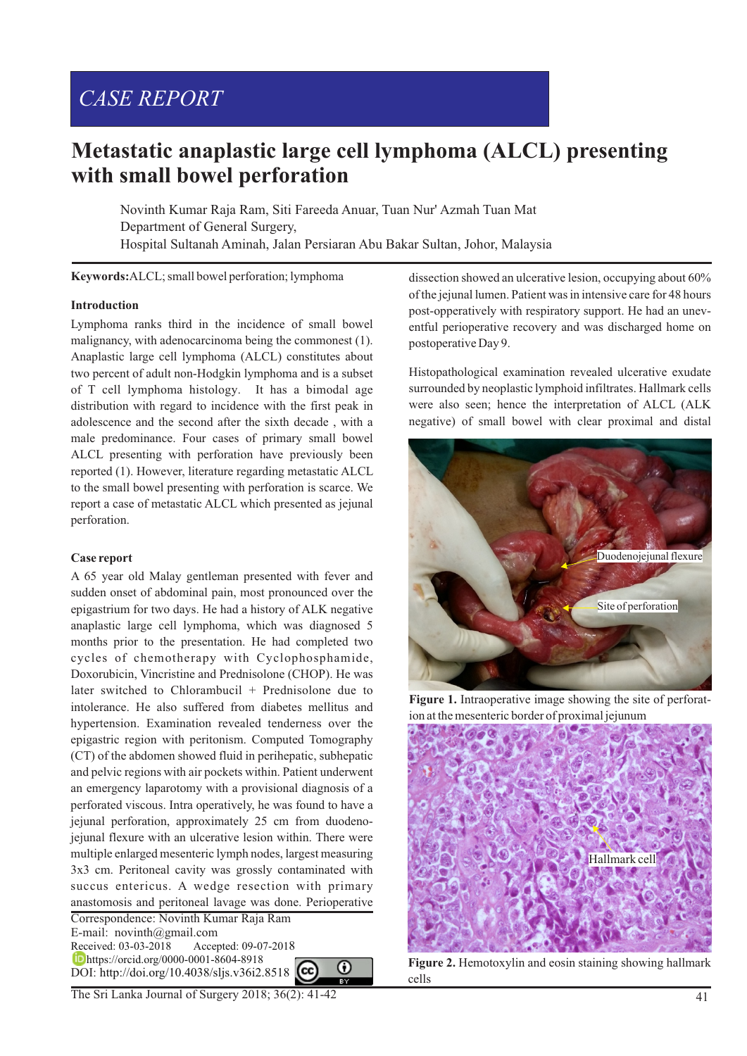CASE REPORT

# Metastatic anaplastic large cell lymphoma (ALCL) presenting with small bowel perforation

Novinth Kumar Raja Ram, Siti Fareeda Anuar, Tuan Nur' Azmah Tuan Mat
Department of General Surgery,
Hospital Sultanah Aminah, Jalan Persiaran Abu Bakar Sultan, Johor, Malaysia

**Keywords:** ALCL; small bowel perforation; lymphoma

## Introduction

Lymphoma ranks third in the incidence of small bowel malignancy, with adenocarcinoma being the commonest (1). Anaplastic large cell lymphoma (ALCL) constitutes about two percent of adult non-Hodgkin lymphoma and is a subset of T cell lymphoma histology. It has a bimodal age distribution with regard to incidence with the first peak in adolescence and the second after the sixth decade , with a male predominance. Four cases of primary small bowel ALCL presenting with perforation have previously been reported (1). However, literature regarding metastatic ALCL to the small bowel presenting with perforation is scarce. We report a case of metastatic ALCL which presented as jejunal perforation.

## Case report

A 65 year old Malay gentleman presented with fever and sudden onset of abdominal pain, most pronounced over the epigastrium for two days. He had a history of ALK negative anaplastic large cell lymphoma, which was diagnosed 5 months prior to the presentation. He had completed two cycles of chemotherapy with Cyclophosphamide, Doxorubicin, Vincristine and Prednisolone (CHOP). He was later switched to Chlorambucil + Prednisolone due to intolerance. He also suffered from diabetes mellitus and hypertension. Examination revealed tenderness over the epigastric region with peritonism. Computed Tomography (CT) of the abdomen showed fluid in perihepatic, subhepatic and pelvic regions with air pockets within. Patient underwent an emergency laparotomy with a provisional diagnosis of a perforated viscous. Intra operatively, he was found to have a jejunal perforation, approximately 25 cm from duodeno-jejunal flexure with an ulcerative lesion within. There were multiple enlarged mesenteric lymph nodes, largest measuring 3x3 cm. Peritoneal cavity was grossly contaminated with succus entericus. A wedge resection with primary anastomosis and peritoneal lavage was done. Perioperative dissection showed an ulcerative lesion, occupying about 60% of the jejunal lumen. Patient was in intensive care for 48 hours post-opperatively with respiratory support. He had an uneventful perioperative recovery and was discharged home on postoperative Day 9.

Histopathological examination revealed ulcerative exudate surrounded by neoplastic lymphoid infiltrates. Hallmark cells were also seen; hence the interpretation of ALCL (ALK negative) of small bowel with clear proximal and distal

Duodenojejunal flexure
Site of perforation

**Figure 1.** Intraoperative image showing the site of perforation at the mesenteric border of proximal jejunum

Hallmark cell

**Figure 2.** Hemotoxylin and eosin staining showing hallmark cells

Correspondence: Novinth Kumar Raja Ram
E-mail: novinth@gmail.com
Received: 03-03-2018 Accepted: 09-07-2018
https://orcid.org/0000-0001-8604-8918
DOI: http://doi.org/10.4038/sljs.v36i2.8518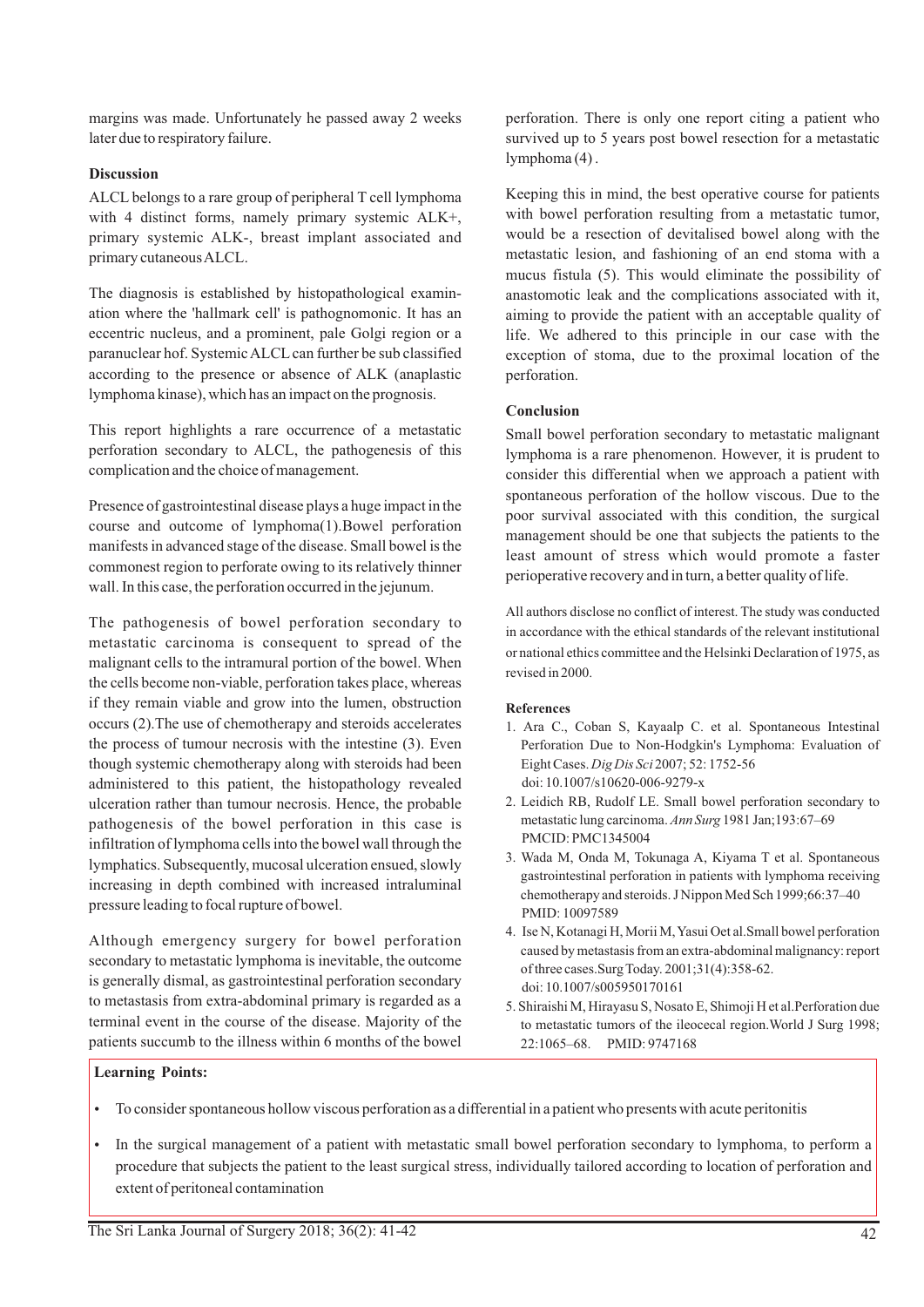margins was made. Unfortunately he passed away 2 weeks later due to respiratory failure.

### Discussion

ALCL belongs to a rare group of peripheral T cell lymphoma with 4 distinct forms, namely primary systemic ALK+, primary systemic ALK-, breast implant associated and primary cutaneous ALCL.

The diagnosis is established by histopathological examination where the 'hallmark cell' is pathognomonic. It has an eccentric nucleus, and a prominent, pale Golgi region or a paranuclear hof. Systemic ALCL can further be sub classified according to the presence or absence of ALK (anaplastic lymphoma kinase), which has an impact on the prognosis.

This report highlights a rare occurrence of a metastatic perforation secondary to ALCL, the pathogenesis of this complication and the choice of management.

Presence of gastrointestinal disease plays a huge impact in the course and outcome of lymphoma(1).Bowel perforation manifests in advanced stage of the disease. Small bowel is the commonest region to perforate owing to its relatively thinner wall. In this case, the perforation occurred in the jejunum.

The pathogenesis of bowel perforation secondary to metastatic carcinoma is consequent to spread of the malignant cells to the intramural portion of the bowel. When the cells become non-viable, perforation takes place, whereas if they remain viable and grow into the lumen, obstruction occurs (2).The use of chemotherapy and steroids accelerates the process of tumour necrosis with the intestine (3). Even though systemic chemotherapy along with steroids had been administered to this patient, the histopathology revealed ulceration rather than tumour necrosis. Hence, the probable pathogenesis of the bowel perforation in this case is infiltration of lymphoma cells into the bowel wall through the lymphatics. Subsequently, mucosal ulceration ensued, slowly increasing in depth combined with increased intraluminal pressure leading to focal rupture of bowel.

Although emergency surgery for bowel perforation secondary to metastatic lymphoma is inevitable, the outcome is generally dismal, as gastrointestinal perforation secondary to metastasis from extra-abdominal primary is regarded as a terminal event in the course of the disease. Majority of the patients succumb to the illness within 6 months of the bowel perforation. There is only one report citing a patient who survived up to 5 years post bowel resection for a metastatic lymphoma (4) .

Keeping this in mind, the best operative course for patients with bowel perforation resulting from a metastatic tumor, would be a resection of devitalised bowel along with the metastatic lesion, and fashioning of an end stoma with a mucus fistula (5). This would eliminate the possibility of anastomotic leak and the complications associated with it, aiming to provide the patient with an acceptable quality of life. We adhered to this principle in our case with the exception of stoma, due to the proximal location of the perforation.

### Conclusion

Small bowel perforation secondary to metastatic malignant lymphoma is a rare phenomenon. However, it is prudent to consider this differential when we approach a patient with spontaneous perforation of the hollow viscous. Due to the poor survival associated with this condition, the surgical management should be one that subjects the patients to the least amount of stress which would promote a faster perioperative recovery and in turn, a better quality of life.

All authors disclose no conflict of interest. The study was conducted in accordance with the ethical standards of the relevant institutional or national ethics committee and the Helsinki Declaration of 1975, as revised in 2000.

### References

1. Ara C., Coban S, Kayaalp C. et al. Spontaneous Intestinal Perforation Due to Non-Hodgkin's Lymphoma: Evaluation of Eight Cases. *Dig Dis Sci* 2007; 52: 1752-56 doi: 10.1007/s10620-006-9279-x
2. Leidich RB, Rudolf LE. Small bowel perforation secondary to metastatic lung carcinoma. *Ann Surg* 1981 Jan;193:67–69 PMCID: PMC1345004
3. Wada M, Onda M, Tokunaga A, Kiyama T et al. Spontaneous gastrointestinal perforation in patients with lymphoma receiving chemotherapy and steroids. J Nippon Med Sch 1999;66:37–40 PMID: 10097589
4. Ise N, Kotanagi H, Morii M, Yasui Oet al.Small bowel perforation caused by metastasis from an extra-abdominal malignancy: report of three cases.Surg Today. 2001;31(4):358-62. doi: 10.1007/s005950170161
5. Shiraishi M, Hirayasu S, Nosato E, Shimoji H et al.Perforation due to metastatic tumors of the ileocecal region.World J Surg 1998; 22:1065–68. PMID: 9747168

**Learning Points:**

- To consider spontaneous hollow viscous perforation as a differential in a patient who presents with acute peritonitis
- In the surgical management of a patient with metastatic small bowel perforation secondary to lymphoma, to perform a procedure that subjects the patient to the least surgical stress, individually tailored according to location of perforation and extent of peritoneal contamination